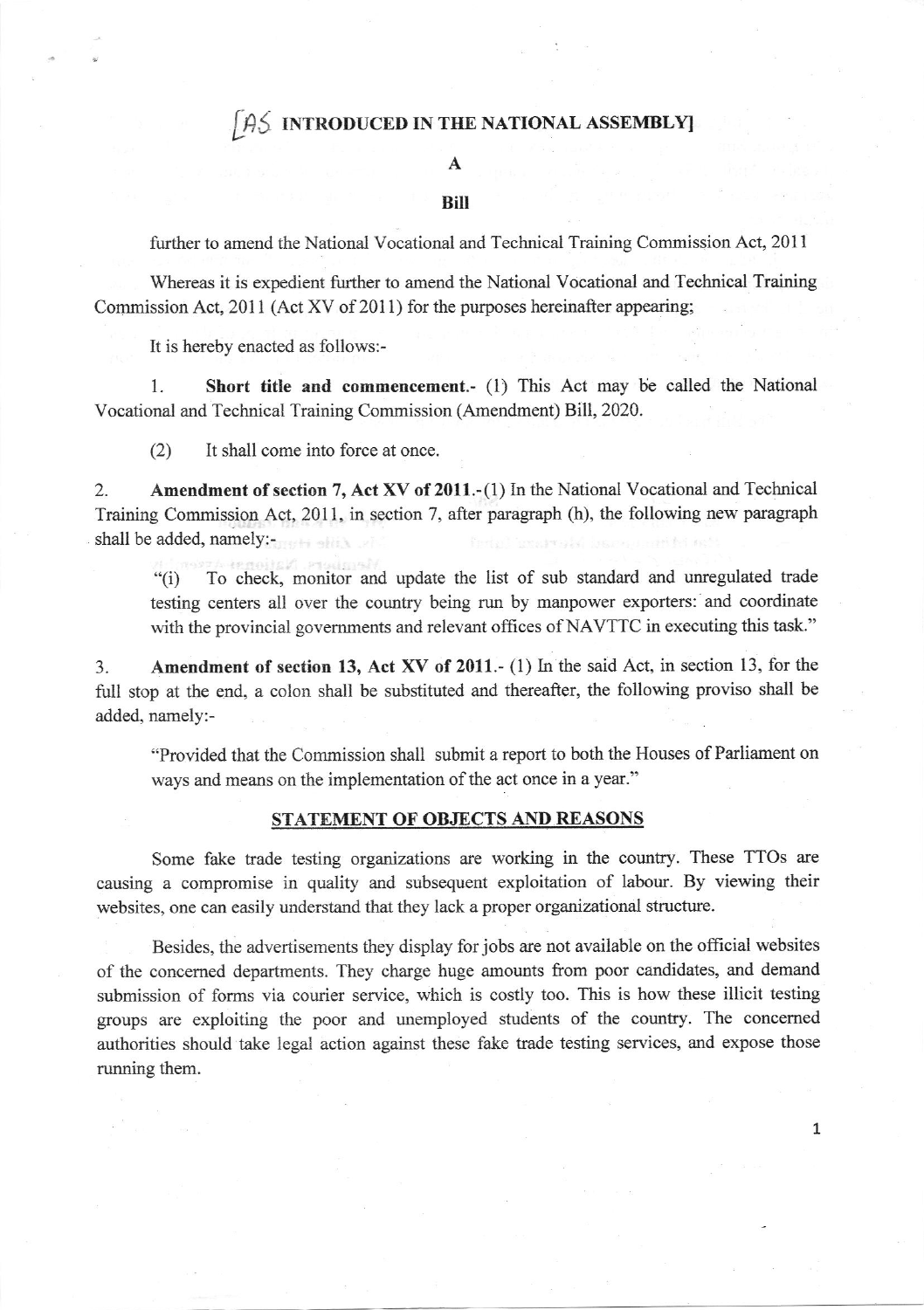# [AS INTRODUCED IN THE NATIONAL ASSEMBLY]

## A

## Bill

further to amend the National Vocational and Technical Training Commission Act, 2011

Whereas it is expedient further to amend the National Vocational and Technical Training Commission Act, 2011 (Act XV of 2011) for the purposes hereinafter appearing;

It is hereby enacted as follows:-

1. **Short title and commencement.-** (1) This Act may be called the National Vocational and Technical Training Commission (Amendment) Bill, 2020.

(2) It shall come into force at once.

2. **Amendment of section 7, Act XV of 2011.-** (1) In the National Vocational and Technical Training Commission Act, 2011, in section 7, after paragraph (h), the following new paragraph shall be added, namely:-

> "(i) To check, monitor and update the list of sub standard and unregulated trade testing centers all over the country being run by manpower exporters: and coordinate with the provincial governments and relevant offices of NAVTTC in executing this task."

3. **Amendment of section 13, Act XV of 2011.-** (1) In the said Act, in section 13, for the full stop at the end, a colon shall be substituted and thereafter, the following proviso shall be added, namely:-

> "Provided that the Commission shall submit a report to both the Houses of Parliament on ways and means on the implementation of the act once in a year."

## STATEMENT OF OBJECTS AND REASONS

Some fake trade testing organizations are working in the country. These TTOs are causing a compromise in quality and subsequent exploitation of labour. By viewing their websites, one can easily understand that they lack a proper organizational structure.

Besides, the advertisements they display for jobs are not available on the official websites of the concerned departments. They charge huge amounts from poor candidates, and demand submission of forms via courier service, which is costly too. This is how these illicit testing groups are exploiting the poor and unemployed students of the country. The concerned authorities should take legal action against these fake trade testing services, and expose those running them.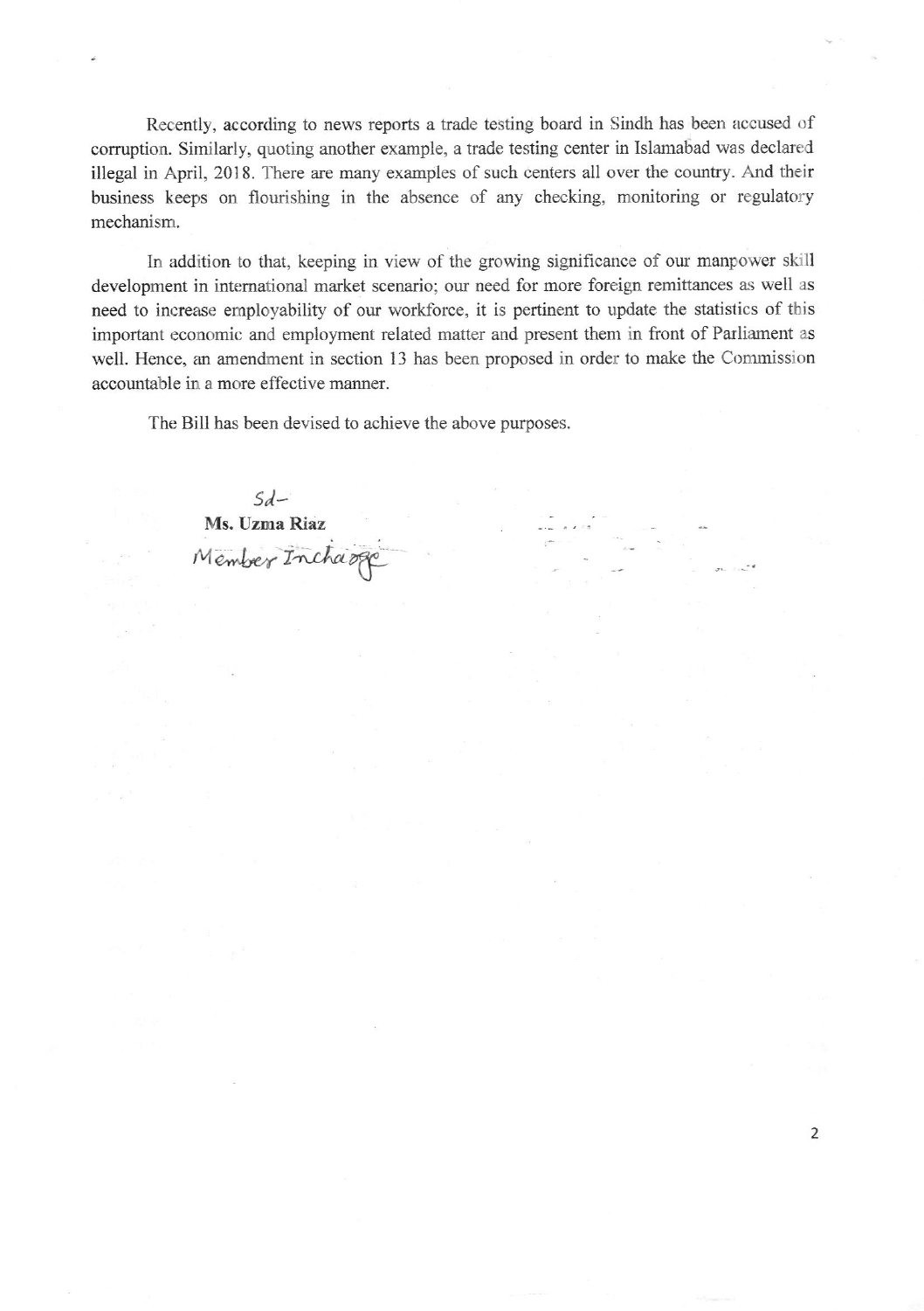Recently, according to news reports a trade testing board in Sindh has been accused of corruption. Similarly, quoting another example, a trade testing center in Islamabad was declared illegal in April, 2018. There are many examples of such centers all over the country. And their business keeps on flourishing in the absence of any checking, monitoring or regulatory mechanism.

In addition to that, keeping in view of the growing significance of our manpower skill development in international market scenario; our need for more foreign remittances as well as need to increase employability of our workforce, it is pertinent to update the statistics of this important economic and employment related matter and present them in front of Parliament as well. Hence, an amendment in section 13 has been proposed in order to make the Commission accountable in a more effective manner.

The Bill has been devised to achieve the above purposes.

Sd-

**Ms. Uzma Riaz**

Member Incharge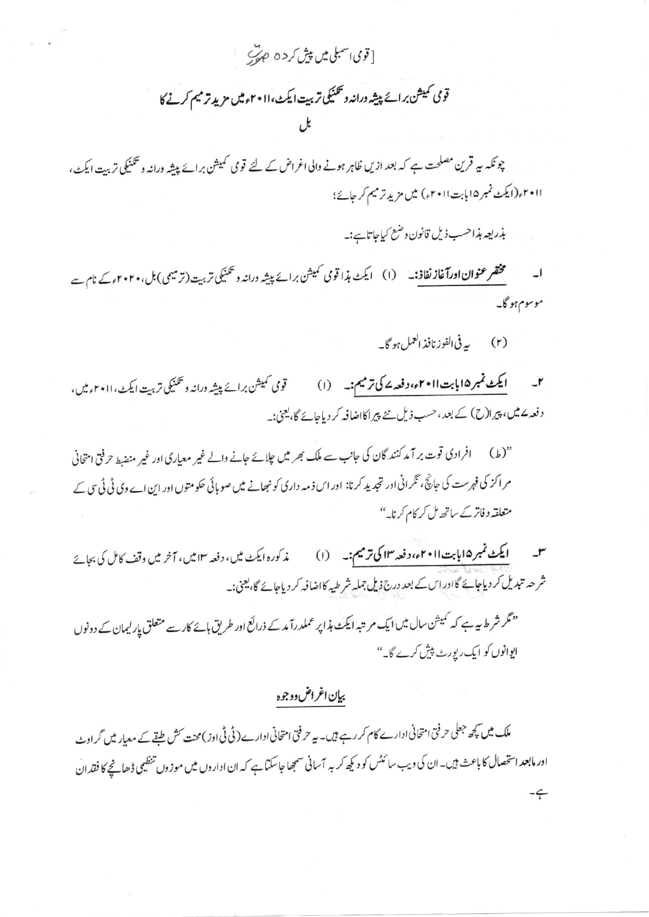[قومی اسمبلی میں پیش کردہ صورت]

# قومی کمیشن برائے پیشہ ورانہ و تکنیکی تربیت ایکٹ، ۲۰۱۱ء میں مزید ترمیم کرنے کا

## بل

چونکہ یہ قرین مصلحت ہے کہ بعد ازیں ظاہر ہونے والی اغراض کے لئے قومی کمیشن برائے پیشہ ورانہ و تکنیکی تربیت ایکٹ، ۲۰۱۱ء (ایکٹ نمبر ۱۵ بابت ۲۰۱۱ء) میں مزید ترمیم کر جائے؛

بذریعہ ہذا حسب ذیل قانون وضع کیا جاتا ہے:-

۱۔ **مختصر عنوان اور آغاز نفاذ:-** (۱) ایکٹ ہذا قومی کمیشن برائے پیشہ ورانہ و تکنیکی تربیت (ترمیمی) بل، ۲۰۲۰ء کے نام سے موسوم ہو گا۔

(۲) یہ فی الفور نافذ العمل ہو گا۔

۲۔ **ایکٹ نمبر ۱۵ بابت ۲۰۱۱ء، دفعہ ۷ کی ترمیم:-** (۱) قومی کمیشن برائے پیشہ ورانہ و تکنیکی تربیت ایکٹ، ۲۰۱۱ء میں، دفعہ ۷ میں، پیرا (ح) کے بعد، حسب ذیل نئے پیرا کا اضافہ کر دیا جائے گا، یعنی:-

"(ط) افرادی قوت برآمد کنندگان کی جانب سے ملک بھر میں چلائے جانے والے غیر معیاری اور غیر منضبط حرفتی امتحانی مراکز کی فہرست کی جانچ، نگرانی اور تجدید کرنا: اور اس ذمہ داری کو نبھانے میں صوبائی حکومتوں اور این اے وی ٹی ٹی سی کے متعلقہ دفاتر کے ساتھ مل کر کام کرنا۔"

۳۔ **ایکٹ نمبر ۱۵ بابت ۲۰۱۱ء، دفعہ ۱۳ کی ترمیم:-** (۱) مذکورہ ایکٹ میں، دفعہ ۱۳ میں، آخر میں وقف کامل کی بجائے شرحہ تبدیل کر دیا جائے گا اور اس کے بعد درج ذیل جملہ شرطیہ کا اضافہ کر دیا جائے گا، یعنی:-

"مگر شرط یہ ہے کہ کمیشن سال میں ایک مرتبہ ایکٹ ہذا پر عملدرآمد کے ذرائع اور طریق ہائے کار سے متعلق پارلیمان کے دونوں ایوانوں کو ایک رپورٹ پیش کرے گا۔"

## بیان اغراض و وجوہ

ملک میں کچھ جعلی حرفتی امتحانی ادارے کام کر رہے ہیں۔ یہ حرفتی امتحانی ادارے (ٹی ٹی اوز) محنت کش طبقے کے معیار میں گراوٹ اور مابعد استحصال کا باعث ہیں۔ ان کی ویب سائٹس کو دیکھ کر بہ آسانی سمجھا جا سکتا ہے کہ ان اداروں میں موزوں تنظیمی ڈھانچے کا فقدان ہے۔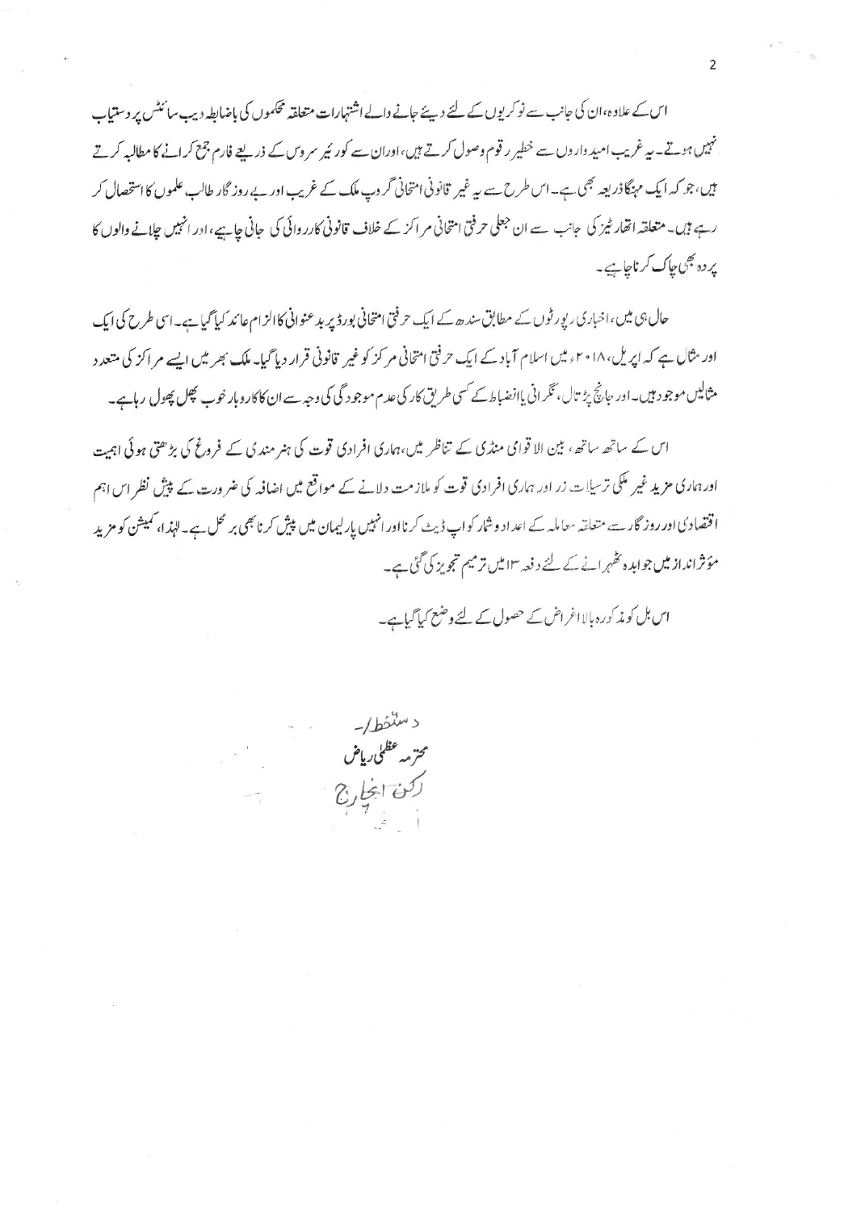اس کے علاوہ، ان کی جانب سے نوکریوں کے لئے دیئے جانے والے اشتہارات متعلقہ محکموں کی باضابطہ ویب سائٹس پر دستیاب نہیں ہوتے۔ یہ غریب امیدواروں سے خطیر رقوم وصول کرتے ہیں، اور ان سے کوریئر سروس کے ذریعے فارم جمع کرانے کا مطالبہ کرتے ہیں، جو کہ ایک مہنگا ذریعہ بھی ہے۔ اس طرح سے یہ غیر قانونی امتحانی گروپ ملک کے غریب اور بے روزگار طالب علموں کا استحصال کر رہے ہیں۔ متعلقہ اتھارٹیز کی جانب سے ان جعلی حرفتی امتحانی مراکز کے خلاف قانونی کارروائی کی جانی چاہیے، اور انہیں چلانے والوں کا پردہ بھی چاک کرنا چاہیے۔

حال ہی میں، اخباری رپورٹوں کے مطابق سندھ کے ایک حرفتی امتحانی بورڈ پر بدعنوانی کا الزام عائد کیا گیا ہے۔ اسی طرح کی ایک اور مثال ہے کہ اپریل، ۲۰۱۸ء میں اسلام آباد کے ایک حرفتی امتحانی مرکز کو غیر قانونی قرار دیا گیا۔ ملک بھر میں ایسے مراکز کی متعدد مثالیں موجود ہیں۔ اور جانچ پڑتال، نگرانی یا انضباط کے کسی طریق کار کی عدم موجودگی کی وجہ سے ان کا کاروبار خوب پھل پھول رہا ہے۔

اس کے ساتھ ساتھ، بین الاقوامی منڈی کے تناظر میں، ہماری افرادی قوت کی ہنرمندی کے فروغ کی بڑھتی ہوئی اہمیت اور ہماری مزید غیر ملکی ترسیلات زر اور ہماری افرادی قوت کو ملازمت دلانے کے مواقع میں اضافہ کی ضرورت کے پیش نظر اس اہم اقتصادی اور روزگار سے متعلقہ معاملہ کے اعداد و شمار کو اپ ڈیٹ کرنا اور انہیں پارلیمان میں پیش کرنا بھی برمحل ہے۔ لہٰذا، کمیشن کو مزید مؤثر انداز میں جوابدہ ٹھہرانے کے لئے دفعہ ۱۳ میں ترمیم تجویز کی گئی ہے۔

اس بل کو مذکورہ بالا اغراض کے حصول کے لئے وضع کیا گیا ہے۔

دستخط/-
محترمہ عظمیٰ ریاض
رکن انچارج